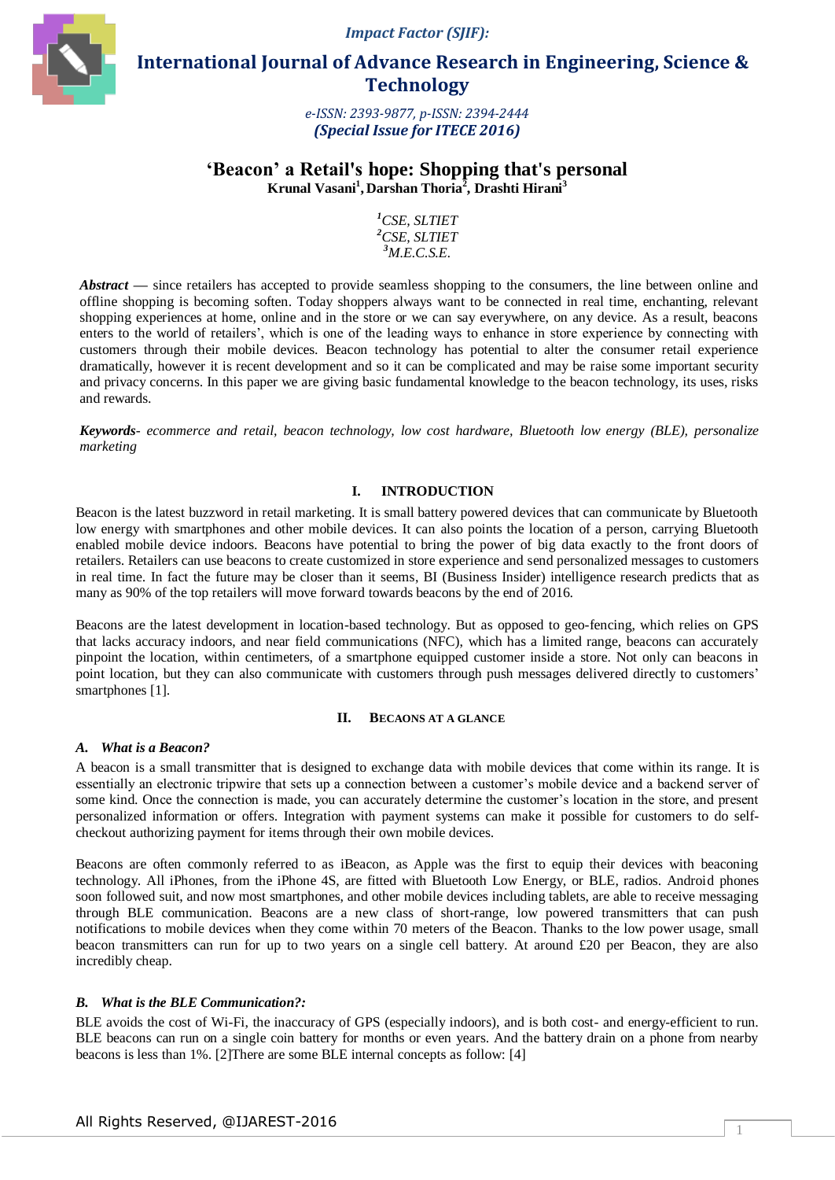# 'Beacon' a Retail's hope: Shopping that's personal

**Krunal Vasani[1], Darshan Thoria[2], Drashti Hirani[3]**

[1]*CSE, SLTIET*
[2]*CSE, SLTIET*
[3]*M.E.C.S.E.*

***Abstract*** — since retailers has accepted to provide seamless shopping to the consumers, the line between online and offline shopping is becoming soften. Today shoppers always want to be connected in real time, enchanting, relevant shopping experiences at home, online and in the store or we can say everywhere, on any device. As a result, beacons enters to the world of retailers', which is one of the leading ways to enhance in store experience by connecting with customers through their mobile devices. Beacon technology has potential to alter the consumer retail experience dramatically, however it is recent development and so it can be complicated and may be raise some important security and privacy concerns. In this paper we are giving basic fundamental knowledge to the beacon technology, its uses, risks and rewards.

***Keywords****- ecommerce and retail, beacon technology, low cost hardware, Bluetooth low energy (BLE), personalize marketing*

## I. INTRODUCTION

Beacon is the latest buzzword in retail marketing. It is small battery powered devices that can communicate by Bluetooth low energy with smartphones and other mobile devices. It can also points the location of a person, carrying Bluetooth enabled mobile device indoors. Beacons have potential to bring the power of big data exactly to the front doors of retailers. Retailers can use beacons to create customized in store experience and send personalized messages to customers in real time. In fact the future may be closer than it seems, BI (Business Insider) intelligence research predicts that as many as 90% of the top retailers will move forward towards beacons by the end of 2016.

Beacons are the latest development in location-based technology. But as opposed to geo-fencing, which relies on GPS that lacks accuracy indoors, and near field communications (NFC), which has a limited range, beacons can accurately pinpoint the location, within centimeters, of a smartphone equipped customer inside a store. Not only can beacons in point location, but they can also communicate with customers through push messages delivered directly to customers' smartphones [1].

## II. BEACONS AT A GLANCE

### *A. What is a Beacon?*

A beacon is a small transmitter that is designed to exchange data with mobile devices that come within its range. It is essentially an electronic tripwire that sets up a connection between a customer's mobile device and a backend server of some kind. Once the connection is made, you can accurately determine the customer's location in the store, and present personalized information or offers. Integration with payment systems can make it possible for customers to do self-checkout authorizing payment for items through their own mobile devices.

Beacons are often commonly referred to as iBeacon, as Apple was the first to equip their devices with beaconing technology. All iPhones, from the iPhone 4S, are fitted with Bluetooth Low Energy, or BLE, radios. Android phones soon followed suit, and now most smartphones, and other mobile devices including tablets, are able to receive messaging through BLE communication. Beacons are a new class of short-range, low powered transmitters that can push notifications to mobile devices when they come within 70 meters of the Beacon. Thanks to the low power usage, small beacon transmitters can run for up to two years on a single cell battery. At around £20 per Beacon, they are also incredibly cheap.

### *B. What is the BLE Communication?:*

BLE avoids the cost of Wi-Fi, the inaccuracy of GPS (especially indoors), and is both cost- and energy-efficient to run. BLE beacons can run on a single coin battery for months or even years. And the battery drain on a phone from nearby beacons is less than 1%. [2]There are some BLE internal concepts as follow: [4]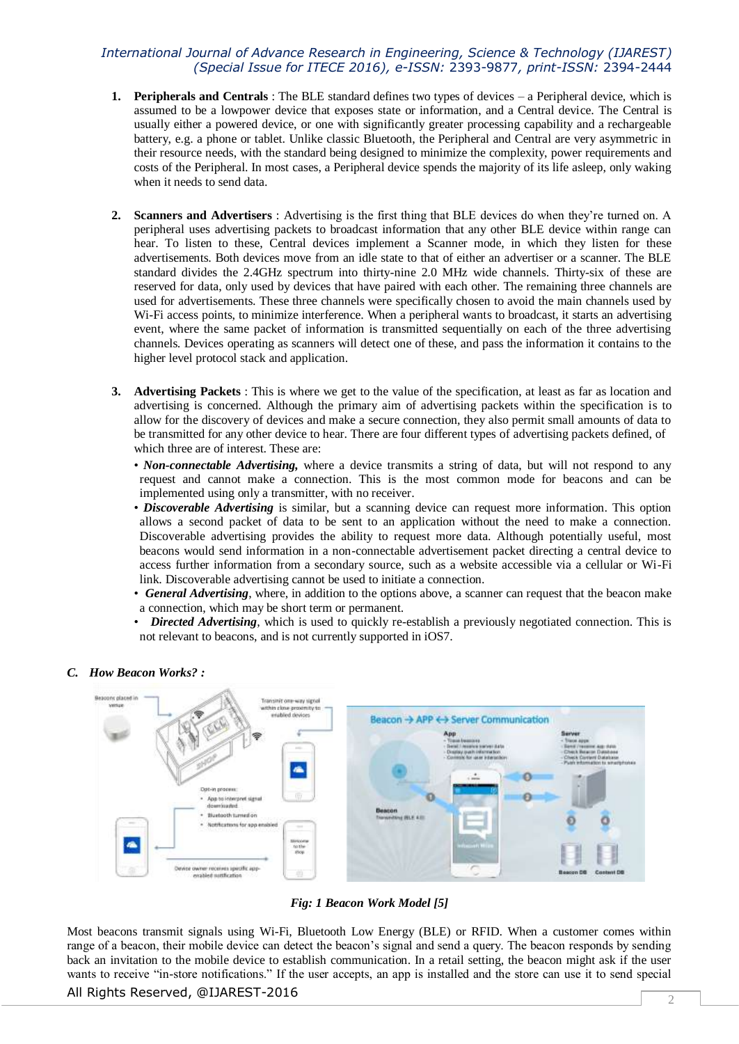1. **Peripherals and Centrals** : The BLE standard defines two types of devices – a Peripheral device, which is assumed to be a lowpower device that exposes state or information, and a Central device. The Central is usually either a powered device, or one with significantly greater processing capability and a rechargeable battery, e.g. a phone or tablet. Unlike classic Bluetooth, the Peripheral and Central are very asymmetric in their resource needs, with the standard being designed to minimize the complexity, power requirements and costs of the Peripheral. In most cases, a Peripheral device spends the majority of its life asleep, only waking when it needs to send data.

2. **Scanners and Advertisers** : Advertising is the first thing that BLE devices do when they're turned on. A peripheral uses advertising packets to broadcast information that any other BLE device within range can hear. To listen to these, Central devices implement a Scanner mode, in which they listen for these advertisements. Both devices move from an idle state to that of either an advertiser or a scanner. The BLE standard divides the 2.4GHz spectrum into thirty-nine 2.0 MHz wide channels. Thirty-six of these are reserved for data, only used by devices that have paired with each other. The remaining three channels are used for advertisements. These three channels were specifically chosen to avoid the main channels used by Wi-Fi access points, to minimize interference. When a peripheral wants to broadcast, it starts an advertising event, where the same packet of information is transmitted sequentially on each of the three advertising channels. Devices operating as scanners will detect one of these, and pass the information it contains to the higher level protocol stack and application.

3. **Advertising Packets** : This is where we get to the value of the specification, at least as far as location and advertising is concerned. Although the primary aim of advertising packets within the specification is to allow for the discovery of devices and make a secure connection, they also permit small amounts of data to be transmitted for any other device to hear. There are four different types of advertising packets defined, of which three are of interest. These are:
   - ***Non-connectable Advertising,*** where a device transmits a string of data, but will not respond to any request and cannot make a connection. This is the most common mode for beacons and can be implemented using only a transmitter, with no receiver.
   - ***Discoverable Advertising*** is similar, but a scanning device can request more information. This option allows a second packet of data to be sent to an application without the need to make a connection. Discoverable advertising provides the ability to request more data. Although potentially useful, most beacons would send information in a non-connectable advertisement packet directing a central device to access further information from a secondary source, such as a website accessible via a cellular or Wi-Fi link. Discoverable advertising cannot be used to initiate a connection.
   - ***General Advertising***, where, in addition to the options above, a scanner can request that the beacon make a connection, which may be short term or permanent.
   - ***Directed Advertising***, which is used to quickly re-establish a previously negotiated connection. This is not relevant to beacons, and is not currently supported in iOS7.

### *C. How Beacon Works? :*

***Fig: 1 Beacon Work Model [5]***

Most beacons transmit signals using Wi-Fi, Bluetooth Low Energy (BLE) or RFID. When a customer comes within range of a beacon, their mobile device can detect the beacon's signal and send a query. The beacon responds by sending back an invitation to the mobile device to establish communication. In a retail setting, the beacon might ask if the user wants to receive "in-store notifications." If the user accepts, an app is installed and the store can use it to send special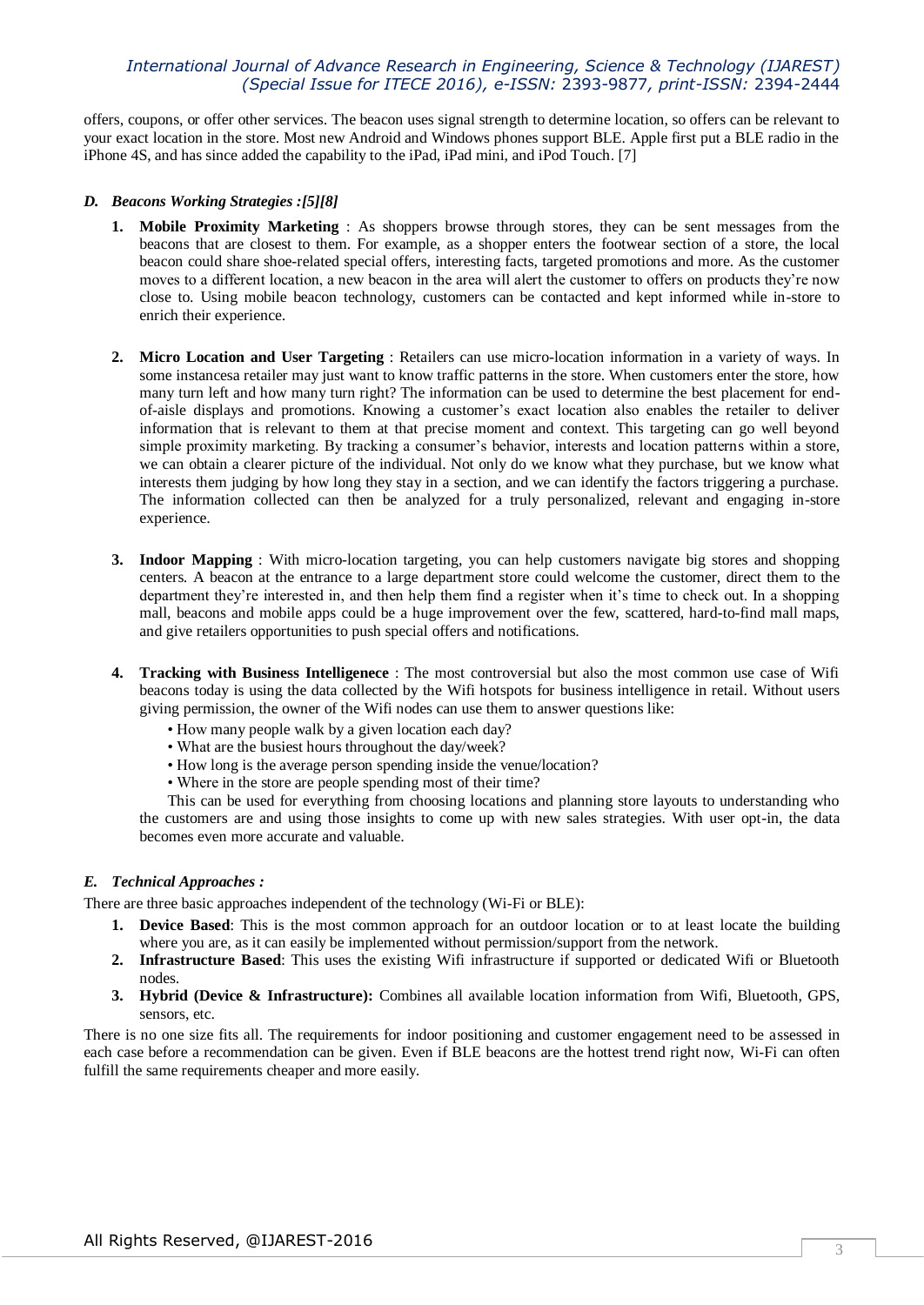offers, coupons, or offer other services. The beacon uses signal strength to determine location, so offers can be relevant to your exact location in the store. Most new Android and Windows phones support BLE. Apple first put a BLE radio in the iPhone 4S, and has since added the capability to the iPad, iPad mini, and iPod Touch. [7]

### *D. Beacons Working Strategies :[5][8]*

1. **Mobile Proximity Marketing** : As shoppers browse through stores, they can be sent messages from the beacons that are closest to them. For example, as a shopper enters the footwear section of a store, the local beacon could share shoe-related special offers, interesting facts, targeted promotions and more. As the customer moves to a different location, a new beacon in the area will alert the customer to offers on products they're now close to. Using mobile beacon technology, customers can be contacted and kept informed while in-store to enrich their experience.

2. **Micro Location and User Targeting** : Retailers can use micro-location information in a variety of ways. In some instancesa retailer may just want to know traffic patterns in the store. When customers enter the store, how many turn left and how many turn right? The information can be used to determine the best placement for end-of-aisle displays and promotions. Knowing a customer's exact location also enables the retailer to deliver information that is relevant to them at that precise moment and context. This targeting can go well beyond simple proximity marketing. By tracking a consumer's behavior, interests and location patterns within a store, we can obtain a clearer picture of the individual. Not only do we know what they purchase, but we know what interests them judging by how long they stay in a section, and we can identify the factors triggering a purchase. The information collected can then be analyzed for a truly personalized, relevant and engaging in-store experience.

3. **Indoor Mapping** : With micro-location targeting, you can help customers navigate big stores and shopping centers. A beacon at the entrance to a large department store could welcome the customer, direct them to the department they're interested in, and then help them find a register when it's time to check out. In a shopping mall, beacons and mobile apps could be a huge improvement over the few, scattered, hard-to-find mall maps, and give retailers opportunities to push special offers and notifications.

4. **Tracking with Business Intelligenece** : The most controversial but also the most common use case of Wifi beacons today is using the data collected by the Wifi hotspots for business intelligence in retail. Without users giving permission, the owner of the Wifi nodes can use them to answer questions like:
   - How many people walk by a given location each day?
   - What are the busiest hours throughout the day/week?
   - How long is the average person spending inside the venue/location?
   - Where in the store are people spending most of their time?

   This can be used for everything from choosing locations and planning store layouts to understanding who the customers are and using those insights to come up with new sales strategies. With user opt-in, the data becomes even more accurate and valuable.

### *E. Technical Approaches :*

There are three basic approaches independent of the technology (Wi-Fi or BLE):

1. **Device Based**: This is the most common approach for an outdoor location or to at least locate the building where you are, as it can easily be implemented without permission/support from the network.
2. **Infrastructure Based**: This uses the existing Wifi infrastructure if supported or dedicated Wifi or Bluetooth nodes.
3. **Hybrid (Device & Infrastructure):** Combines all available location information from Wifi, Bluetooth, GPS, sensors, etc.

There is no one size fits all. The requirements for indoor positioning and customer engagement need to be assessed in each case before a recommendation can be given. Even if BLE beacons are the hottest trend right now, Wi-Fi can often fulfill the same requirements cheaper and more easily.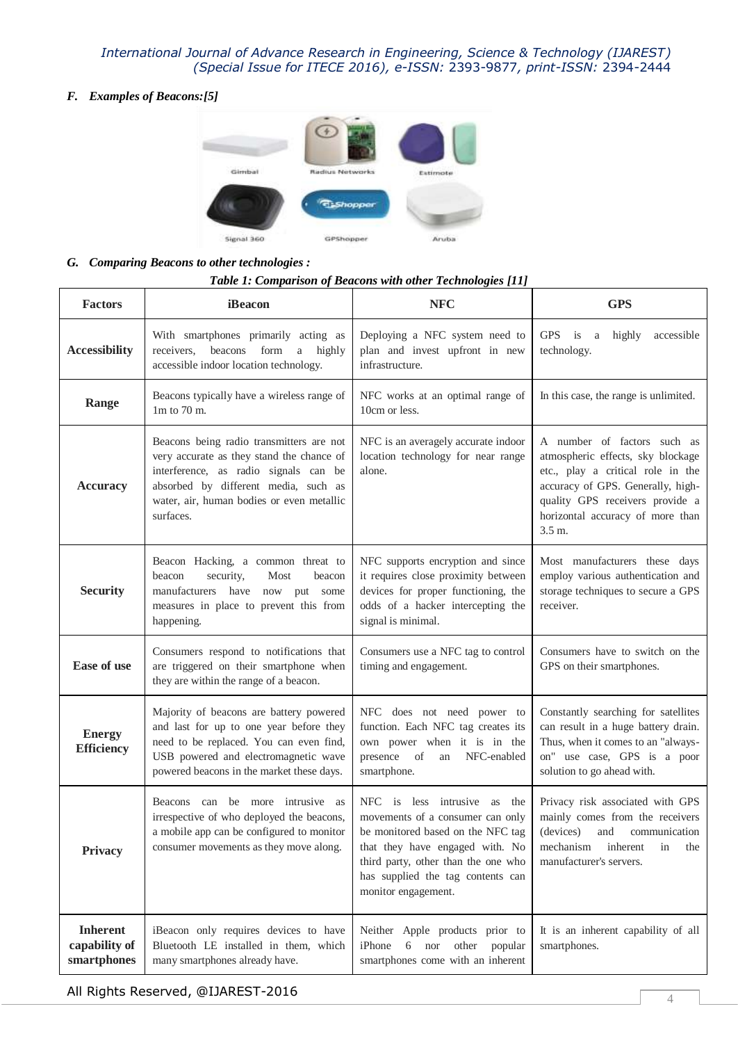### *F. Examples of Beacons:[5]*

Gimbal Radius Networks Estimote

Signal 360 GPShopper Aruba

### *G. Comparing Beacons to other technologies :*

***Table 1: Comparison of Beacons with other Technologies [11]***

| Factors | iBeacon | NFC | GPS |
|---|---|---|---|
| **Accessibility** | With smartphones primarily acting as receivers, beacons form a highly accessible indoor location technology. | Deploying a NFC system need to plan and invest upfront in new infrastructure. | GPS is a highly accessible technology. |
| **Range** | Beacons typically have a wireless range of 1m to 70 m. | NFC works at an optimal range of 10cm or less. | In this case, the range is unlimited. |
| **Accuracy** | Beacons being radio transmitters are not very accurate as they stand the chance of interference, as radio signals can be absorbed by different media, such as water, air, human bodies or even metallic surfaces. | NFC is an averagely accurate indoor location technology for near range alone. | A number of factors such as atmospheric effects, sky blockage etc., play a critical role in the accuracy of GPS. Generally, high-quality GPS receivers provide a horizontal accuracy of more than 3.5 m. |
| **Security** | Beacon Hacking, a common threat to beacon security, Most beacon manufacturers have now put some measures in place to prevent this from happening. | NFC supports encryption and since it requires close proximity between devices for proper functioning, the odds of a hacker intercepting the signal is minimal. | Most manufacturers these days employ various authentication and storage techniques to secure a GPS receiver. |
| **Ease of use** | Consumers respond to notifications that are triggered on their smartphone when they are within the range of a beacon. | Consumers use a NFC tag to control timing and engagement. | Consumers have to switch on the GPS on their smartphones. |
| **Energy Efficiency** | Majority of beacons are battery powered and last for up to one year before they need to be replaced. You can even find, USB powered and electromagnetic wave powered beacons in the market these days. | NFC does not need power to function. Each NFC tag creates its own power when it is in the presence of an NFC-enabled smartphone. | Constantly searching for satellites can result in a huge battery drain. Thus, when it comes to an "always-on" use case, GPS is a poor solution to go ahead with. |
| **Privacy** | Beacons can be more intrusive as irrespective of who deployed the beacons, a mobile app can be configured to monitor consumer movements as they move along. | NFC is less intrusive as the movements of a consumer can only be monitored based on the NFC tag that they have engaged with. No third party, other than the one who has supplied the tag contents can monitor engagement. | Privacy risk associated with GPS mainly comes from the receivers (devices) and communication mechanism inherent in the manufacturer's servers. |
| **Inherent capability of smartphones** | iBeacon only requires devices to have Bluetooth LE installed in them, which many smartphones already have. | Neither Apple products prior to iPhone 6 nor other popular smartphones come with an inherent | It is an inherent capability of all smartphones. |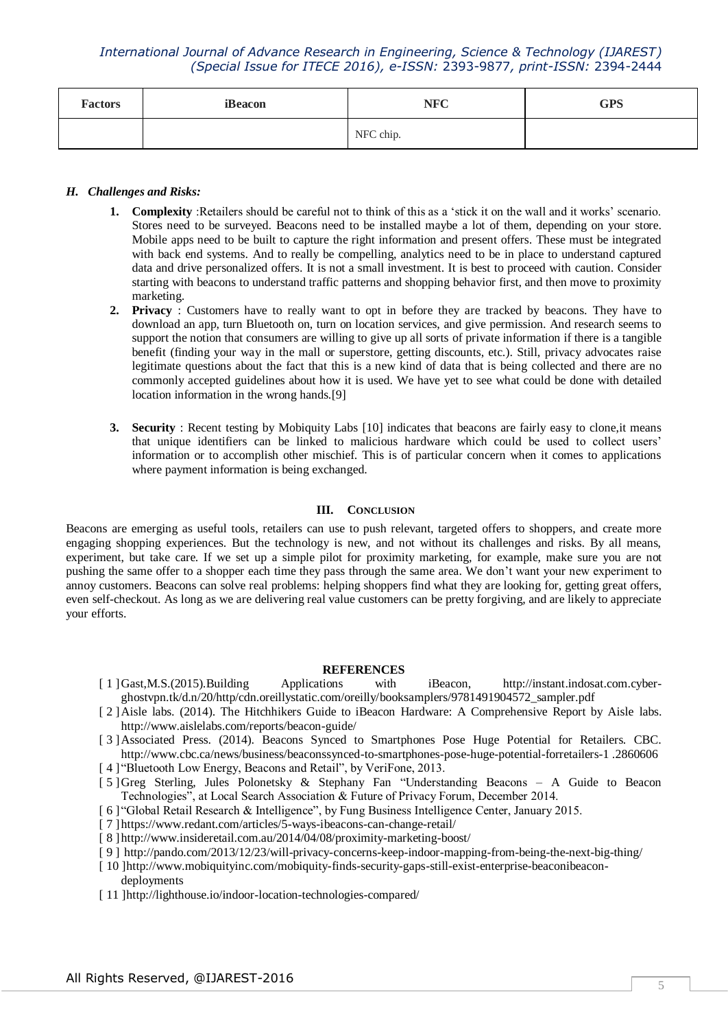| Factors | iBeacon | NFC | GPS |
|---|---|---|---|
| | | NFC chip. | |

### *H. Challenges and Risks:*

1. **Complexity** :Retailers should be careful not to think of this as a 'stick it on the wall and it works' scenario. Stores need to be surveyed. Beacons need to be installed maybe a lot of them, depending on your store. Mobile apps need to be built to capture the right information and present offers. These must be integrated with back end systems. And to really be compelling, analytics need to be in place to understand captured data and drive personalized offers. It is not a small investment. It is best to proceed with caution. Consider starting with beacons to understand traffic patterns and shopping behavior first, and then move to proximity marketing.
2. **Privacy** : Customers have to really want to opt in before they are tracked by beacons. They have to download an app, turn Bluetooth on, turn on location services, and give permission. And research seems to support the notion that consumers are willing to give up all sorts of private information if there is a tangible benefit (finding your way in the mall or superstore, getting discounts, etc.). Still, privacy advocates raise legitimate questions about the fact that this is a new kind of data that is being collected and there are no commonly accepted guidelines about how it is used. We have yet to see what could be done with detailed location information in the wrong hands.[9]

3. **Security** : Recent testing by Mobiquity Labs [10] indicates that beacons are fairly easy to clone,it means that unique identifiers can be linked to malicious hardware which could be used to collect users' information or to accomplish other mischief. This is of particular concern when it comes to applications where payment information is being exchanged.

## III. Conclusion

Beacons are emerging as useful tools, retailers can use to push relevant, targeted offers to shoppers, and create more engaging shopping experiences. But the technology is new, and not without its challenges and risks. By all means, experiment, but take care. If we set up a simple pilot for proximity marketing, for example, make sure you are not pushing the same offer to a shopper each time they pass through the same area. We don't want your new experiment to annoy customers. Beacons can solve real problems: helping shoppers find what they are looking for, getting great offers, even self-checkout. As long as we are delivering real value customers can be pretty forgiving, and are likely to appreciate your efforts.

## REFERENCES

[ 1 ] Gast,M.S.(2015).Building Applications with iBeacon, http://instant.indosat.com.cyber-ghostvpn.tk/d.n/20/http/cdn.oreillystatic.com/oreilly/booksamplers/9781491904572_sampler.pdf

[ 2 ] Aisle labs. (2014). The Hitchhikers Guide to iBeacon Hardware: A Comprehensive Report by Aisle labs. http://www.aislelabs.com/reports/beacon-guide/

[ 3 ] Associated Press. (2014). Beacons Synced to Smartphones Pose Huge Potential for Retailers. CBC. http://www.cbc.ca/news/business/beaconssynced-to-smartphones-pose-huge-potential-forretailers-1 .2860606

[ 4 ] "Bluetooth Low Energy, Beacons and Retail", by VeriFone, 2013.

[ 5 ] Greg Sterling, Jules Polonetsky & Stephany Fan "Understanding Beacons – A Guide to Beacon Technologies", at Local Search Association & Future of Privacy Forum, December 2014.

[ 6 ] "Global Retail Research & Intelligence", by Fung Business Intelligence Center, January 2015.

[ 7 ] https://www.redant.com/articles/5-ways-ibeacons-can-change-retail/

[ 8 ] http://www.insideretail.com.au/2014/04/08/proximity-marketing-boost/

[ 9 ] http://pando.com/2013/12/23/will-privacy-concerns-keep-indoor-mapping-from-being-the-next-big-thing/

[ 10 ] http://www.mobiquityinc.com/mobiquity-finds-security-gaps-still-exist-enterprise-beaconibeacon-deployments

[ 11 ] http://lighthouse.io/indoor-location-technologies-compared/